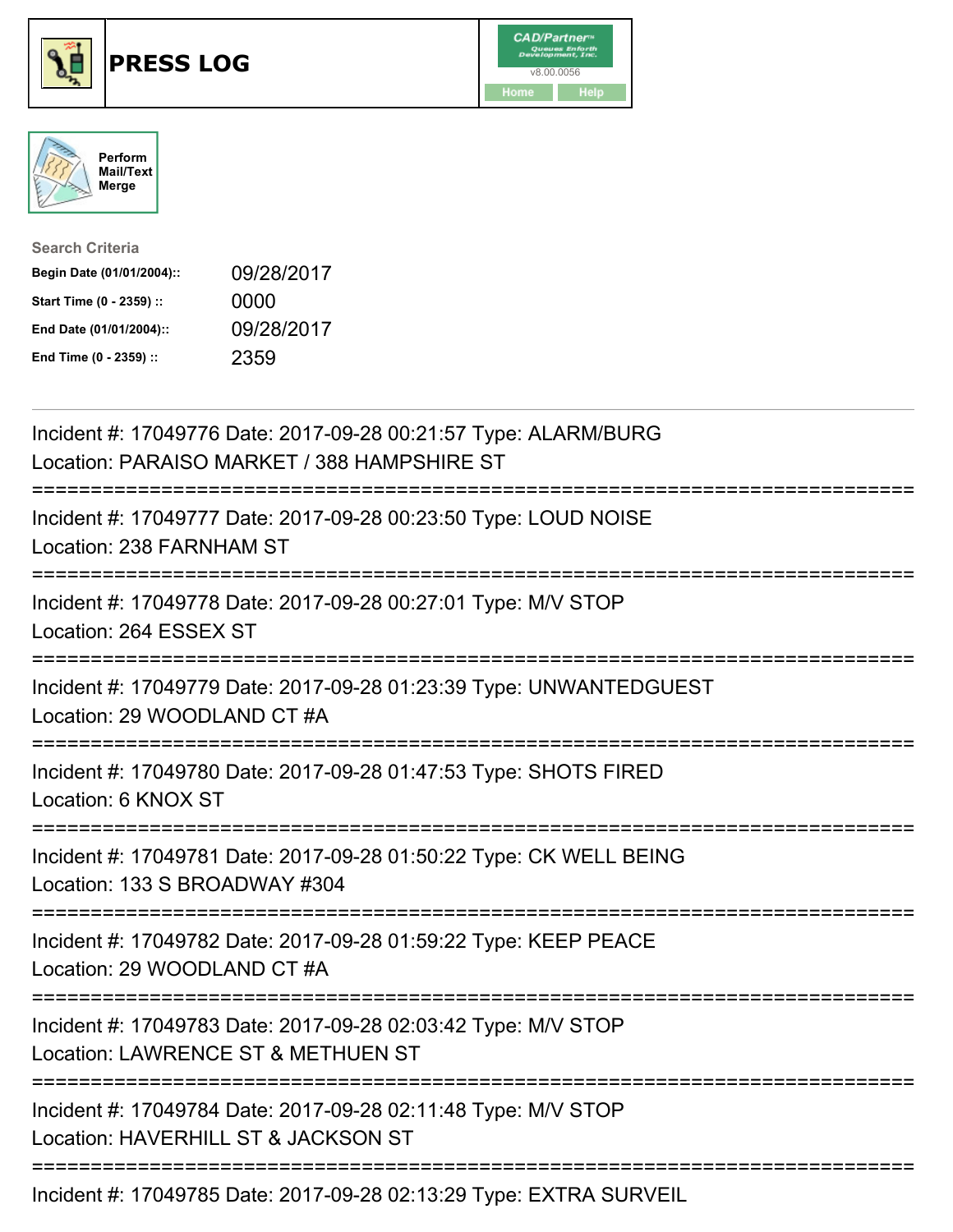# PRESS LOG

Perform Mail/Text Merge

**Search Criteria**

| | |
|---|---|
| **Begin Date (01/01/2004)::** | 09/28/2017 |
| **Start Time (0 - 2359) ::** | 0000 |
| **End Date (01/01/2004)::** | 09/28/2017 |
| **End Time (0 - 2359) ::** | 2359 |

---

Incident #: 17049776 Date: 2017-09-28 00:21:57 Type: ALARM/BURG
Location: PARAISO MARKET / 388 HAMPSHIRE ST

===========================================================================

Incident #: 17049777 Date: 2017-09-28 00:23:50 Type: LOUD NOISE
Location: 238 FARNHAM ST

===========================================================================

Incident #: 17049778 Date: 2017-09-28 00:27:01 Type: M/V STOP
Location: 264 ESSEX ST

===========================================================================

Incident #: 17049779 Date: 2017-09-28 01:23:39 Type: UNWANTEDGUEST
Location: 29 WOODLAND CT #A

===========================================================================

Incident #: 17049780 Date: 2017-09-28 01:47:53 Type: SHOTS FIRED
Location: 6 KNOX ST

===========================================================================

Incident #: 17049781 Date: 2017-09-28 01:50:22 Type: CK WELL BEING
Location: 133 S BROADWAY #304

===========================================================================

Incident #: 17049782 Date: 2017-09-28 01:59:22 Type: KEEP PEACE
Location: 29 WOODLAND CT #A

===========================================================================

Incident #: 17049783 Date: 2017-09-28 02:03:42 Type: M/V STOP
Location: LAWRENCE ST & METHUEN ST

===========================================================================

Incident #: 17049784 Date: 2017-09-28 02:11:48 Type: M/V STOP
Location: HAVERHILL ST & JACKSON ST

===========================================================================

Incident #: 17049785 Date: 2017-09-28 02:13:29 Type: EXTRA SURVEIL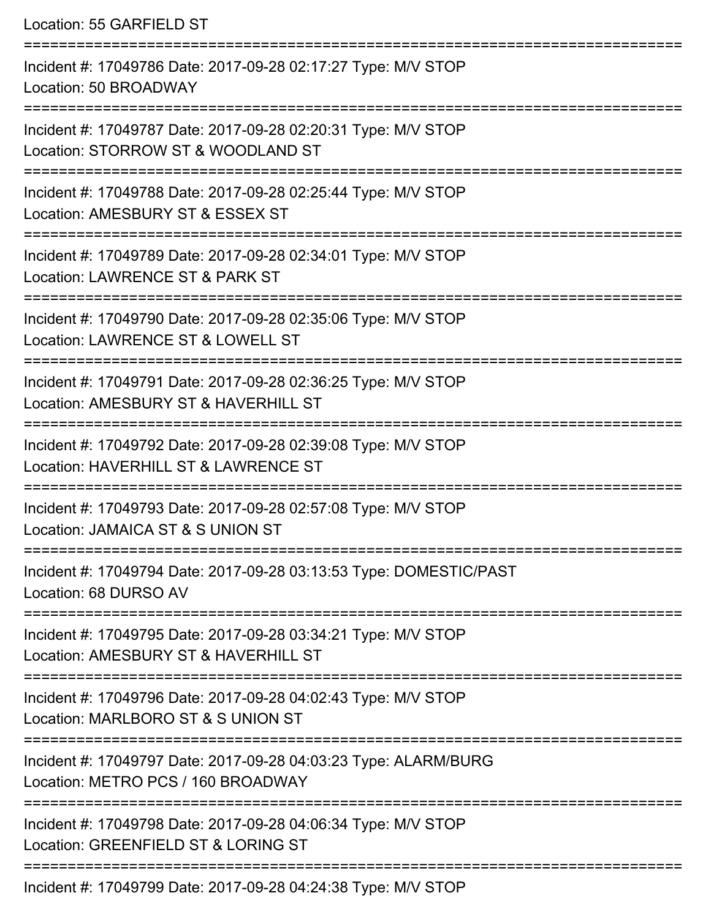Location: 55 GARFIELD ST

---

Incident #: 17049786 Date: 2017-09-28 02:17:27 Type: M/V STOP
Location: 50 BROADWAY

---

Incident #: 17049787 Date: 2017-09-28 02:20:31 Type: M/V STOP
Location: STORROW ST & WOODLAND ST

---

Incident #: 17049788 Date: 2017-09-28 02:25:44 Type: M/V STOP
Location: AMESBURY ST & ESSEX ST

---

Incident #: 17049789 Date: 2017-09-28 02:34:01 Type: M/V STOP
Location: LAWRENCE ST & PARK ST

---

Incident #: 17049790 Date: 2017-09-28 02:35:06 Type: M/V STOP
Location: LAWRENCE ST & LOWELL ST

---

Incident #: 17049791 Date: 2017-09-28 02:36:25 Type: M/V STOP
Location: AMESBURY ST & HAVERHILL ST

---

Incident #: 17049792 Date: 2017-09-28 02:39:08 Type: M/V STOP
Location: HAVERHILL ST & LAWRENCE ST

---

Incident #: 17049793 Date: 2017-09-28 02:57:08 Type: M/V STOP
Location: JAMAICA ST & S UNION ST

---

Incident #: 17049794 Date: 2017-09-28 03:13:53 Type: DOMESTIC/PAST
Location: 68 DURSO AV

---

Incident #: 17049795 Date: 2017-09-28 03:34:21 Type: M/V STOP
Location: AMESBURY ST & HAVERHILL ST

---

Incident #: 17049796 Date: 2017-09-28 04:02:43 Type: M/V STOP
Location: MARLBORO ST & S UNION ST

---

Incident #: 17049797 Date: 2017-09-28 04:03:23 Type: ALARM/BURG
Location: METRO PCS / 160 BROADWAY

---

Incident #: 17049798 Date: 2017-09-28 04:06:34 Type: M/V STOP
Location: GREENFIELD ST & LORING ST

---

Incident #: 17049799 Date: 2017-09-28 04:24:38 Type: M/V STOP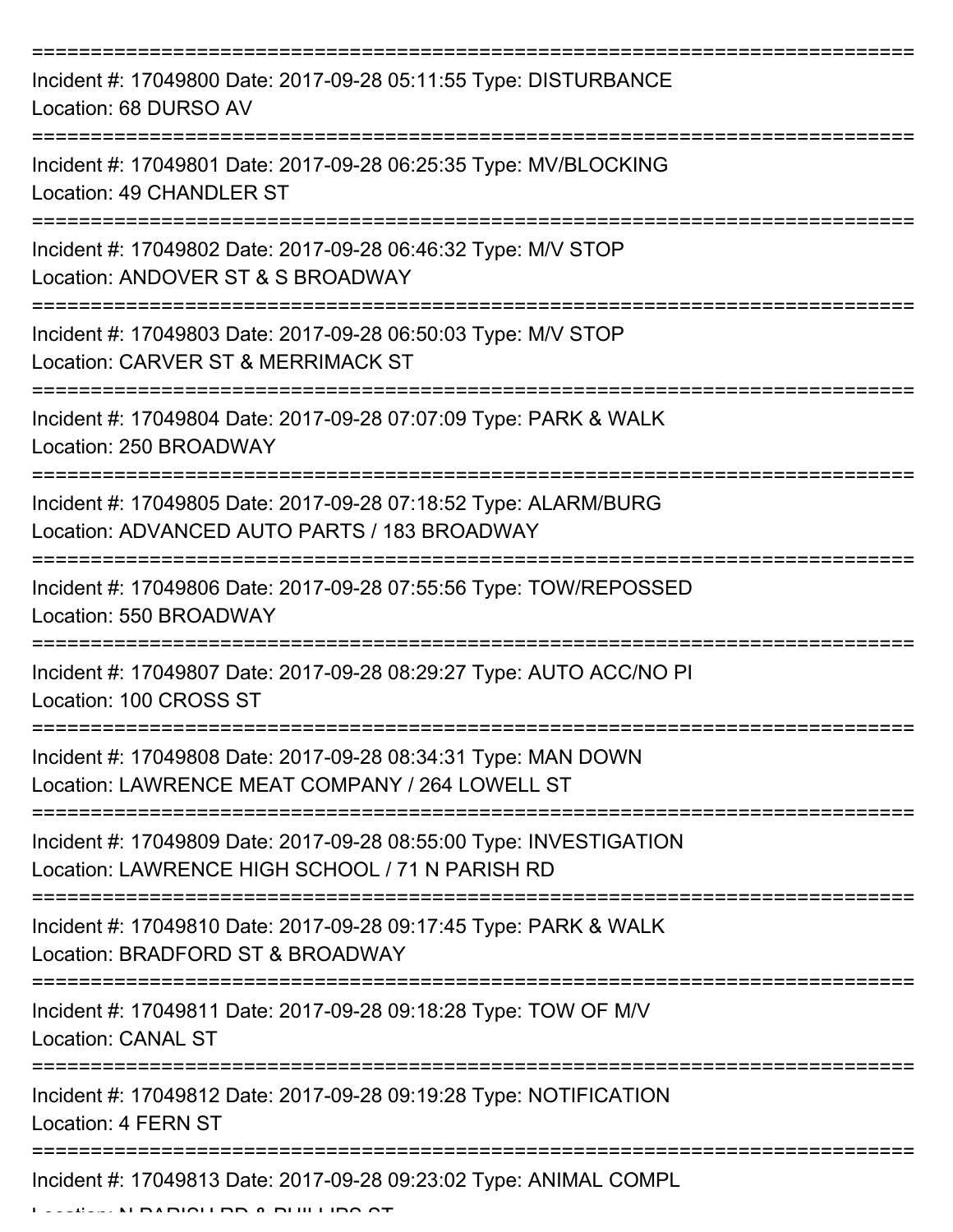===========================================================================

Incident #: 17049800 Date: 2017-09-28 05:11:55 Type: DISTURBANCE
Location: 68 DURSO AV

===========================================================================

Incident #: 17049801 Date: 2017-09-28 06:25:35 Type: MV/BLOCKING
Location: 49 CHANDLER ST

===========================================================================

Incident #: 17049802 Date: 2017-09-28 06:46:32 Type: M/V STOP
Location: ANDOVER ST & S BROADWAY

===========================================================================

Incident #: 17049803 Date: 2017-09-28 06:50:03 Type: M/V STOP
Location: CARVER ST & MERRIMACK ST

===========================================================================

Incident #: 17049804 Date: 2017-09-28 07:07:09 Type: PARK & WALK
Location: 250 BROADWAY

===========================================================================

Incident #: 17049805 Date: 2017-09-28 07:18:52 Type: ALARM/BURG
Location: ADVANCED AUTO PARTS / 183 BROADWAY

===========================================================================

Incident #: 17049806 Date: 2017-09-28 07:55:56 Type: TOW/REPOSSED
Location: 550 BROADWAY

===========================================================================

Incident #: 17049807 Date: 2017-09-28 08:29:27 Type: AUTO ACC/NO PI
Location: 100 CROSS ST

===========================================================================

Incident #: 17049808 Date: 2017-09-28 08:34:31 Type: MAN DOWN
Location: LAWRENCE MEAT COMPANY / 264 LOWELL ST

===========================================================================

Incident #: 17049809 Date: 2017-09-28 08:55:00 Type: INVESTIGATION
Location: LAWRENCE HIGH SCHOOL / 71 N PARISH RD

===========================================================================

Incident #: 17049810 Date: 2017-09-28 09:17:45 Type: PARK & WALK
Location: BRADFORD ST & BROADWAY

===========================================================================

Incident #: 17049811 Date: 2017-09-28 09:18:28 Type: TOW OF M/V
Location: CANAL ST

===========================================================================

Incident #: 17049812 Date: 2017-09-28 09:19:28 Type: NOTIFICATION
Location: 4 FERN ST

===========================================================================

Incident #: 17049813 Date: 2017-09-28 09:23:02 Type: ANIMAL COMPL
Location: N PARISH RD & PHILLIPS ST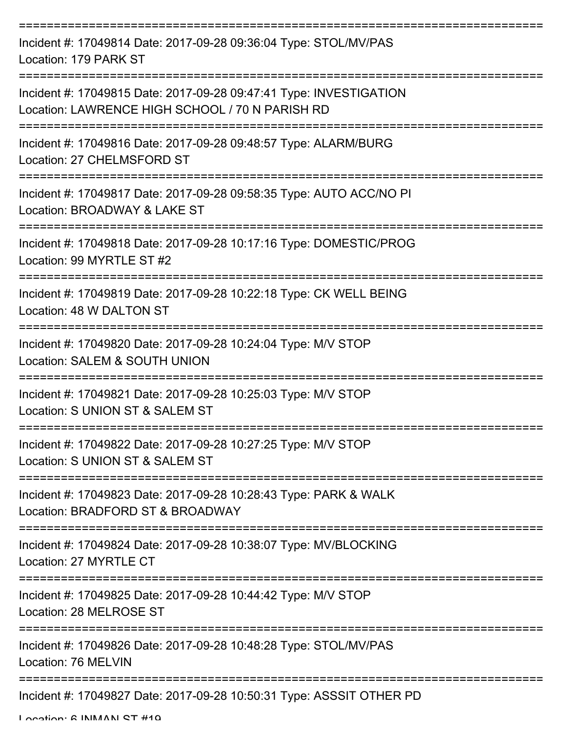===========================================================================
Incident #: 17049814 Date: 2017-09-28 09:36:04 Type: STOL/MV/PAS
Location: 179 PARK ST
===========================================================================
Incident #: 17049815 Date: 2017-09-28 09:47:41 Type: INVESTIGATION
Location: LAWRENCE HIGH SCHOOL / 70 N PARISH RD
===========================================================================
Incident #: 17049816 Date: 2017-09-28 09:48:57 Type: ALARM/BURG
Location: 27 CHELMSFORD ST
===========================================================================
Incident #: 17049817 Date: 2017-09-28 09:58:35 Type: AUTO ACC/NO PI
Location: BROADWAY & LAKE ST
===========================================================================
Incident #: 17049818 Date: 2017-09-28 10:17:16 Type: DOMESTIC/PROG
Location: 99 MYRTLE ST #2
===========================================================================
Incident #: 17049819 Date: 2017-09-28 10:22:18 Type: CK WELL BEING
Location: 48 W DALTON ST
===========================================================================
Incident #: 17049820 Date: 2017-09-28 10:24:04 Type: M/V STOP
Location: SALEM & SOUTH UNION
===========================================================================
Incident #: 17049821 Date: 2017-09-28 10:25:03 Type: M/V STOP
Location: S UNION ST & SALEM ST
===========================================================================
Incident #: 17049822 Date: 2017-09-28 10:27:25 Type: M/V STOP
Location: S UNION ST & SALEM ST
===========================================================================
Incident #: 17049823 Date: 2017-09-28 10:28:43 Type: PARK & WALK
Location: BRADFORD ST & BROADWAY
===========================================================================
Incident #: 17049824 Date: 2017-09-28 10:38:07 Type: MV/BLOCKING
Location: 27 MYRTLE CT
===========================================================================
Incident #: 17049825 Date: 2017-09-28 10:44:42 Type: M/V STOP
Location: 28 MELROSE ST
===========================================================================
Incident #: 17049826 Date: 2017-09-28 10:48:28 Type: STOL/MV/PAS
Location: 76 MELVIN
===========================================================================
Incident #: 17049827 Date: 2017-09-28 10:50:31 Type: ASSSIT OTHER PD
Location: 6 INMAN ST #19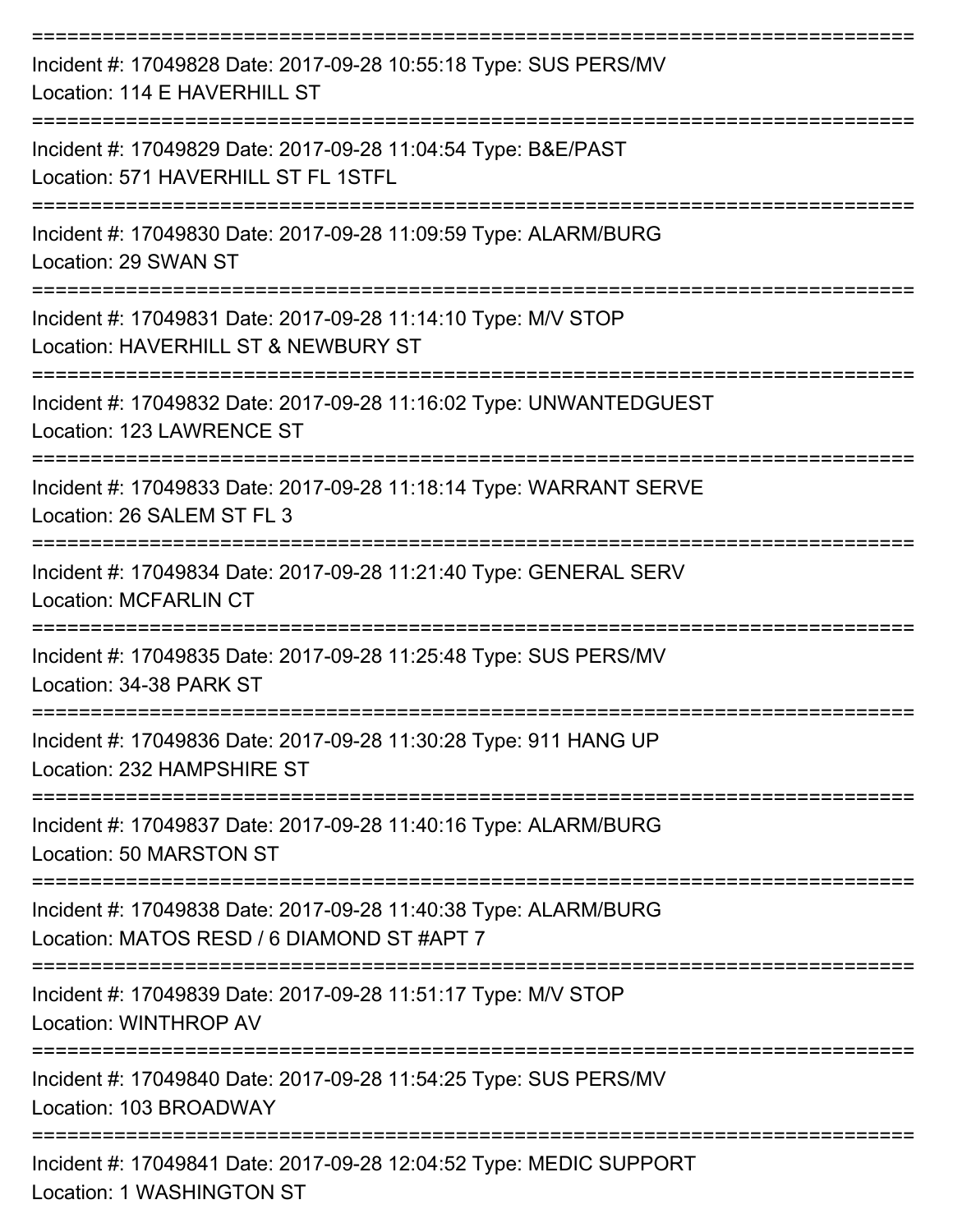Incident #: 17049828 Date: 2017-09-28 10:55:18 Type: SUS PERS/MV
Location: 114 E HAVERHILL ST

Incident #: 17049829 Date: 2017-09-28 11:04:54 Type: B&E/PAST
Location: 571 HAVERHILL ST FL 1STFL

Incident #: 17049830 Date: 2017-09-28 11:09:59 Type: ALARM/BURG
Location: 29 SWAN ST

Incident #: 17049831 Date: 2017-09-28 11:14:10 Type: M/V STOP
Location: HAVERHILL ST & NEWBURY ST

Incident #: 17049832 Date: 2017-09-28 11:16:02 Type: UNWANTEDGUEST
Location: 123 LAWRENCE ST

Incident #: 17049833 Date: 2017-09-28 11:18:14 Type: WARRANT SERVE
Location: 26 SALEM ST FL 3

Incident #: 17049834 Date: 2017-09-28 11:21:40 Type: GENERAL SERV
Location: MCFARLIN CT

Incident #: 17049835 Date: 2017-09-28 11:25:48 Type: SUS PERS/MV
Location: 34-38 PARK ST

Incident #: 17049836 Date: 2017-09-28 11:30:28 Type: 911 HANG UP
Location: 232 HAMPSHIRE ST

Incident #: 17049837 Date: 2017-09-28 11:40:16 Type: ALARM/BURG
Location: 50 MARSTON ST

Incident #: 17049838 Date: 2017-09-28 11:40:38 Type: ALARM/BURG
Location: MATOS RESD / 6 DIAMOND ST #APT 7

Incident #: 17049839 Date: 2017-09-28 11:51:17 Type: M/V STOP
Location: WINTHROP AV

Incident #: 17049840 Date: 2017-09-28 11:54:25 Type: SUS PERS/MV
Location: 103 BROADWAY

Incident #: 17049841 Date: 2017-09-28 12:04:52 Type: MEDIC SUPPORT
Location: 1 WASHINGTON ST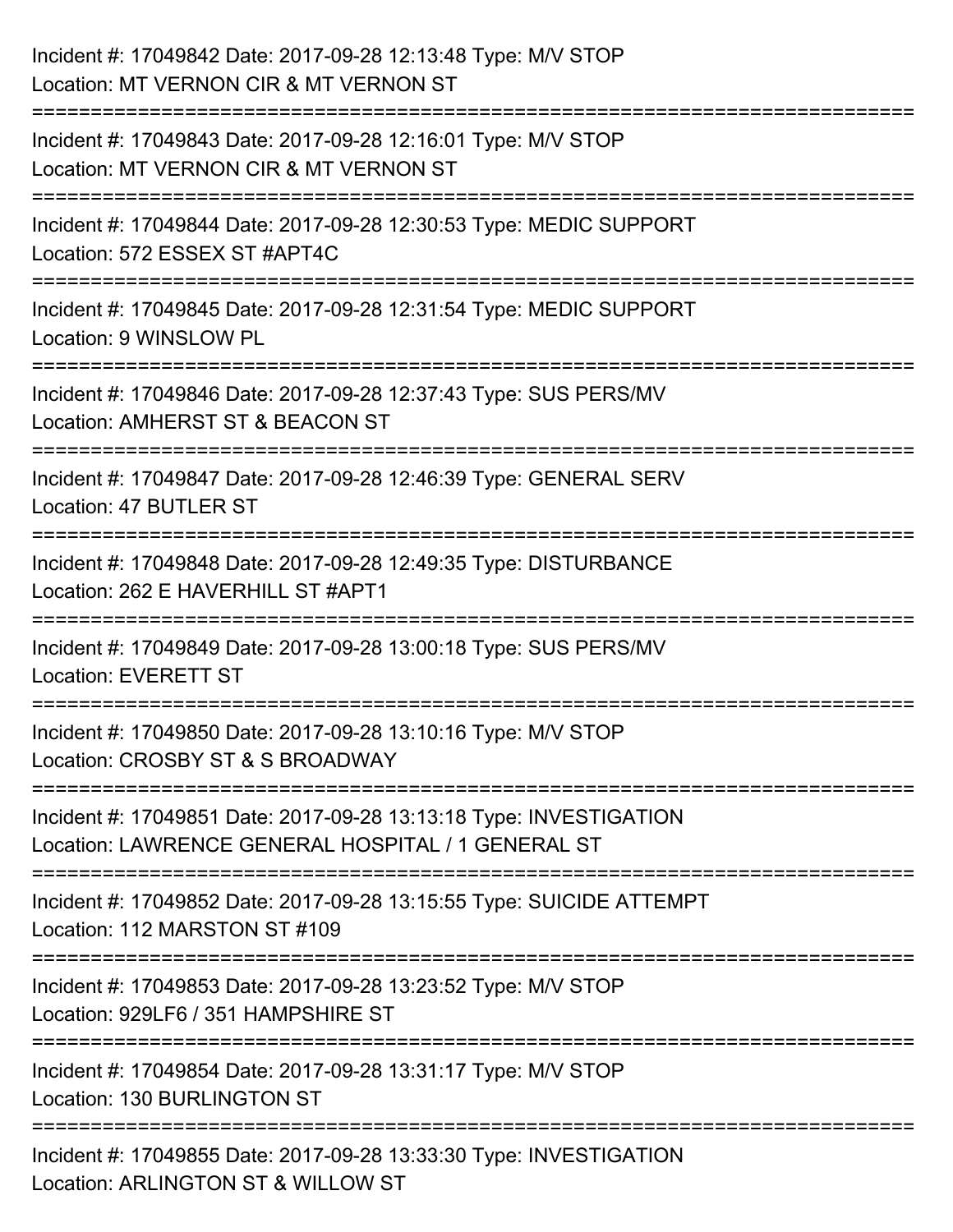Incident #: 17049842 Date: 2017-09-28 12:13:48 Type: M/V STOP
Location: MT VERNON CIR & MT VERNON ST

===========================================================================

Incident #: 17049843 Date: 2017-09-28 12:16:01 Type: M/V STOP
Location: MT VERNON CIR & MT VERNON ST

===========================================================================

Incident #: 17049844 Date: 2017-09-28 12:30:53 Type: MEDIC SUPPORT
Location: 572 ESSEX ST #APT4C

===========================================================================

Incident #: 17049845 Date: 2017-09-28 12:31:54 Type: MEDIC SUPPORT
Location: 9 WINSLOW PL

===========================================================================

Incident #: 17049846 Date: 2017-09-28 12:37:43 Type: SUS PERS/MV
Location: AMHERST ST & BEACON ST

===========================================================================

Incident #: 17049847 Date: 2017-09-28 12:46:39 Type: GENERAL SERV
Location: 47 BUTLER ST

===========================================================================

Incident #: 17049848 Date: 2017-09-28 12:49:35 Type: DISTURBANCE
Location: 262 E HAVERHILL ST #APT1

===========================================================================

Incident #: 17049849 Date: 2017-09-28 13:00:18 Type: SUS PERS/MV
Location: EVERETT ST

===========================================================================

Incident #: 17049850 Date: 2017-09-28 13:10:16 Type: M/V STOP
Location: CROSBY ST & S BROADWAY

===========================================================================

Incident #: 17049851 Date: 2017-09-28 13:13:18 Type: INVESTIGATION
Location: LAWRENCE GENERAL HOSPITAL / 1 GENERAL ST

===========================================================================

Incident #: 17049852 Date: 2017-09-28 13:15:55 Type: SUICIDE ATTEMPT
Location: 112 MARSTON ST #109

===========================================================================

Incident #: 17049853 Date: 2017-09-28 13:23:52 Type: M/V STOP
Location: 929LF6 / 351 HAMPSHIRE ST

===========================================================================

Incident #: 17049854 Date: 2017-09-28 13:31:17 Type: M/V STOP
Location: 130 BURLINGTON ST

===========================================================================

Incident #: 17049855 Date: 2017-09-28 13:33:30 Type: INVESTIGATION
Location: ARLINGTON ST & WILLOW ST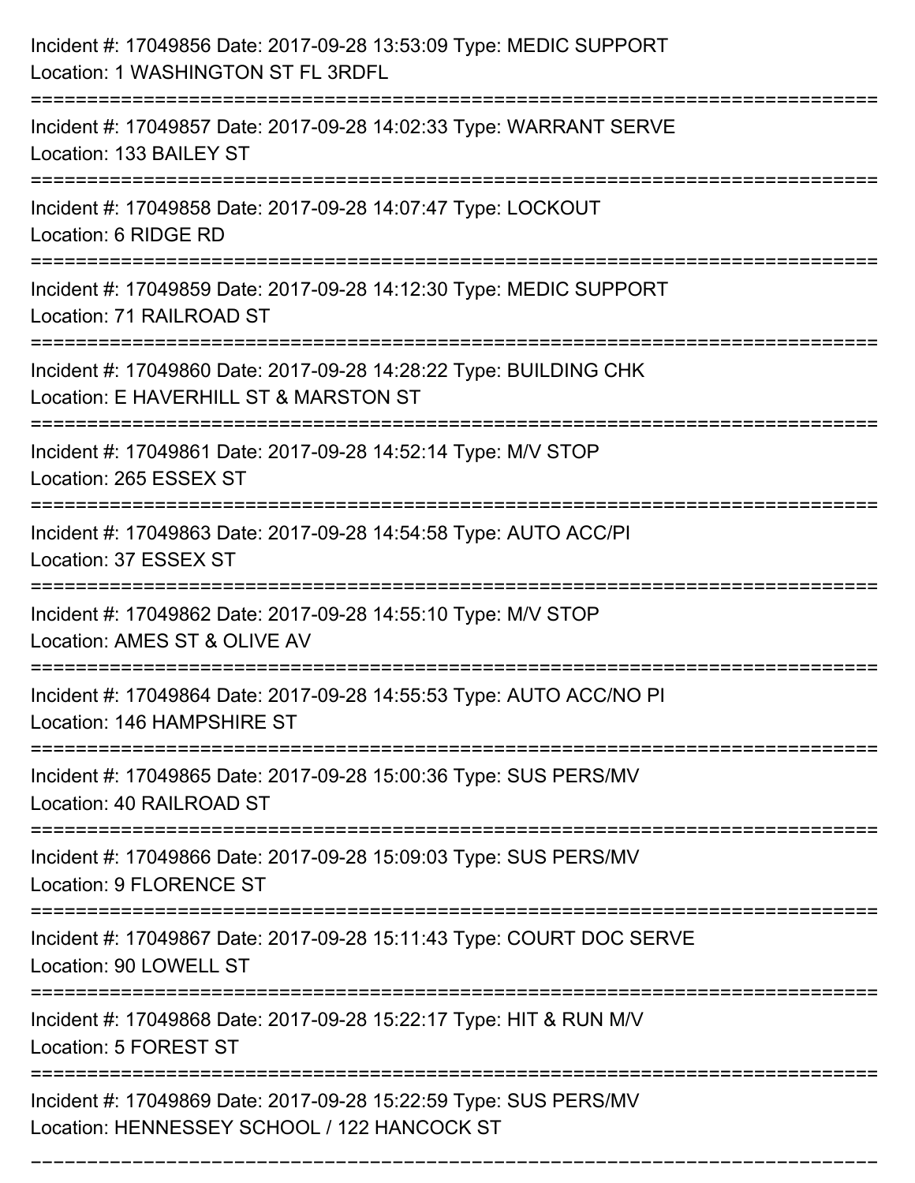Incident #: 17049856 Date: 2017-09-28 13:53:09 Type: MEDIC SUPPORT
Location: 1 WASHINGTON ST FL 3RDFL

===========================================================================

Incident #: 17049857 Date: 2017-09-28 14:02:33 Type: WARRANT SERVE
Location: 133 BAILEY ST

===========================================================================

Incident #: 17049858 Date: 2017-09-28 14:07:47 Type: LOCKOUT
Location: 6 RIDGE RD

===========================================================================

Incident #: 17049859 Date: 2017-09-28 14:12:30 Type: MEDIC SUPPORT
Location: 71 RAILROAD ST

===========================================================================

Incident #: 17049860 Date: 2017-09-28 14:28:22 Type: BUILDING CHK
Location: E HAVERHILL ST & MARSTON ST

===========================================================================

Incident #: 17049861 Date: 2017-09-28 14:52:14 Type: M/V STOP
Location: 265 ESSEX ST

===========================================================================

Incident #: 17049863 Date: 2017-09-28 14:54:58 Type: AUTO ACC/PI
Location: 37 ESSEX ST

===========================================================================

Incident #: 17049862 Date: 2017-09-28 14:55:10 Type: M/V STOP
Location: AMES ST & OLIVE AV

===========================================================================

Incident #: 17049864 Date: 2017-09-28 14:55:53 Type: AUTO ACC/NO PI
Location: 146 HAMPSHIRE ST

===========================================================================

Incident #: 17049865 Date: 2017-09-28 15:00:36 Type: SUS PERS/MV
Location: 40 RAILROAD ST

===========================================================================

Incident #: 17049866 Date: 2017-09-28 15:09:03 Type: SUS PERS/MV
Location: 9 FLORENCE ST

===========================================================================

Incident #: 17049867 Date: 2017-09-28 15:11:43 Type: COURT DOC SERVE
Location: 90 LOWELL ST

===========================================================================

Incident #: 17049868 Date: 2017-09-28 15:22:17 Type: HIT & RUN M/V
Location: 5 FOREST ST

===========================================================================

Incident #: 17049869 Date: 2017-09-28 15:22:59 Type: SUS PERS/MV
Location: HENNESSEY SCHOOL / 122 HANCOCK ST

===========================================================================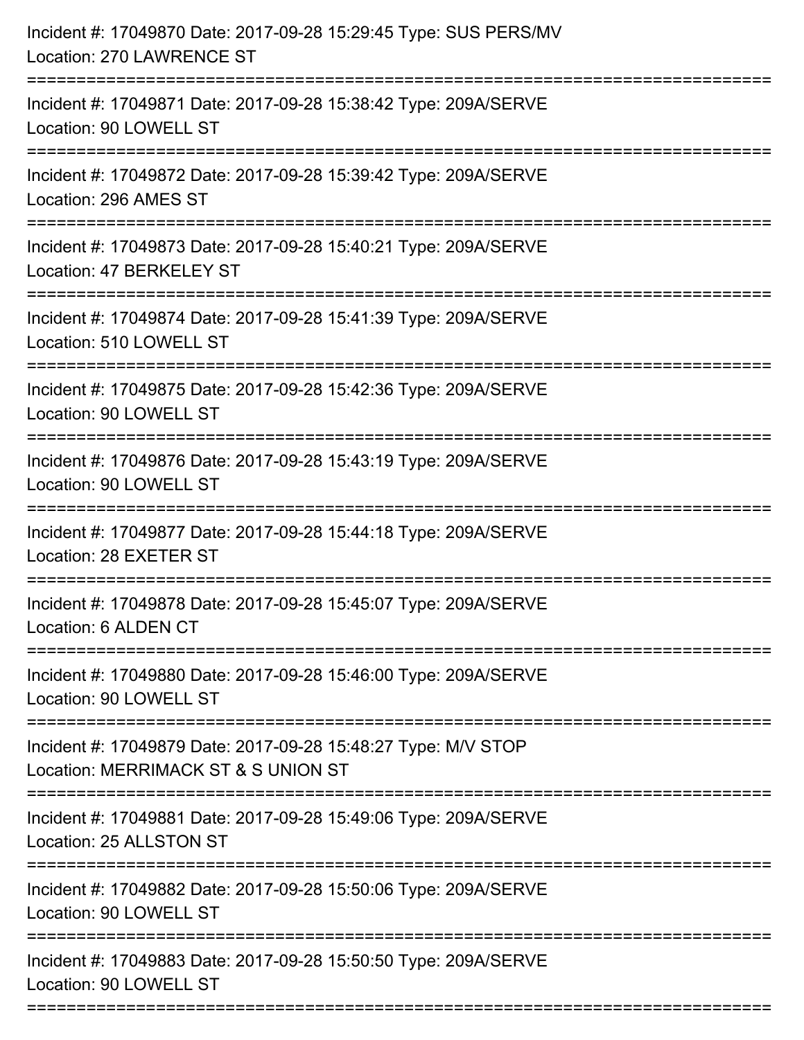Incident #: 17049870 Date: 2017-09-28 15:29:45 Type: SUS PERS/MV
Location: 270 LAWRENCE ST

===========================================================================

Incident #: 17049871 Date: 2017-09-28 15:38:42 Type: 209A/SERVE
Location: 90 LOWELL ST

===========================================================================

Incident #: 17049872 Date: 2017-09-28 15:39:42 Type: 209A/SERVE
Location: 296 AMES ST

===========================================================================

Incident #: 17049873 Date: 2017-09-28 15:40:21 Type: 209A/SERVE
Location: 47 BERKELEY ST

===========================================================================

Incident #: 17049874 Date: 2017-09-28 15:41:39 Type: 209A/SERVE
Location: 510 LOWELL ST

===========================================================================

Incident #: 17049875 Date: 2017-09-28 15:42:36 Type: 209A/SERVE
Location: 90 LOWELL ST

===========================================================================

Incident #: 17049876 Date: 2017-09-28 15:43:19 Type: 209A/SERVE
Location: 90 LOWELL ST

===========================================================================

Incident #: 17049877 Date: 2017-09-28 15:44:18 Type: 209A/SERVE
Location: 28 EXETER ST

===========================================================================

Incident #: 17049878 Date: 2017-09-28 15:45:07 Type: 209A/SERVE
Location: 6 ALDEN CT

===========================================================================

Incident #: 17049880 Date: 2017-09-28 15:46:00 Type: 209A/SERVE
Location: 90 LOWELL ST

===========================================================================

Incident #: 17049879 Date: 2017-09-28 15:48:27 Type: M/V STOP
Location: MERRIMACK ST & S UNION ST

===========================================================================

Incident #: 17049881 Date: 2017-09-28 15:49:06 Type: 209A/SERVE
Location: 25 ALLSTON ST

===========================================================================

Incident #: 17049882 Date: 2017-09-28 15:50:06 Type: 209A/SERVE
Location: 90 LOWELL ST

===========================================================================

Incident #: 17049883 Date: 2017-09-28 15:50:50 Type: 209A/SERVE
Location: 90 LOWELL ST

===========================================================================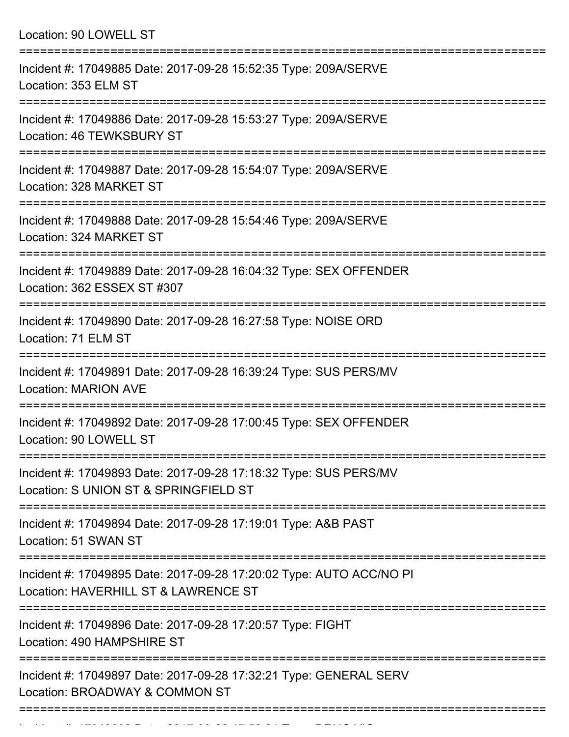Location: 90 LOWELL ST

===========================================================================

Incident #: 17049885 Date: 2017-09-28 15:52:35 Type: 209A/SERVE
Location: 353 ELM ST

===========================================================================

Incident #: 17049886 Date: 2017-09-28 15:53:27 Type: 209A/SERVE
Location: 46 TEWKSBURY ST

===========================================================================

Incident #: 17049887 Date: 2017-09-28 15:54:07 Type: 209A/SERVE
Location: 328 MARKET ST

===========================================================================

Incident #: 17049888 Date: 2017-09-28 15:54:46 Type: 209A/SERVE
Location: 324 MARKET ST

===========================================================================

Incident #: 17049889 Date: 2017-09-28 16:04:32 Type: SEX OFFENDER
Location: 362 ESSEX ST #307

===========================================================================

Incident #: 17049890 Date: 2017-09-28 16:27:58 Type: NOISE ORD
Location: 71 ELM ST

===========================================================================

Incident #: 17049891 Date: 2017-09-28 16:39:24 Type: SUS PERS/MV
Location: MARION AVE

===========================================================================

Incident #: 17049892 Date: 2017-09-28 17:00:45 Type: SEX OFFENDER
Location: 90 LOWELL ST

===========================================================================

Incident #: 17049893 Date: 2017-09-28 17:18:32 Type: SUS PERS/MV
Location: S UNION ST & SPRINGFIELD ST

===========================================================================

Incident #: 17049894 Date: 2017-09-28 17:19:01 Type: A&B PAST
Location: 51 SWAN ST

===========================================================================

Incident #: 17049895 Date: 2017-09-28 17:20:02 Type: AUTO ACC/NO PI
Location: HAVERHILL ST & LAWRENCE ST

===========================================================================

Incident #: 17049896 Date: 2017-09-28 17:20:57 Type: FIGHT
Location: 490 HAMPSHIRE ST

===========================================================================

Incident #: 17049897 Date: 2017-09-28 17:32:21 Type: GENERAL SERV
Location: BROADWAY & COMMON ST

===========================================================================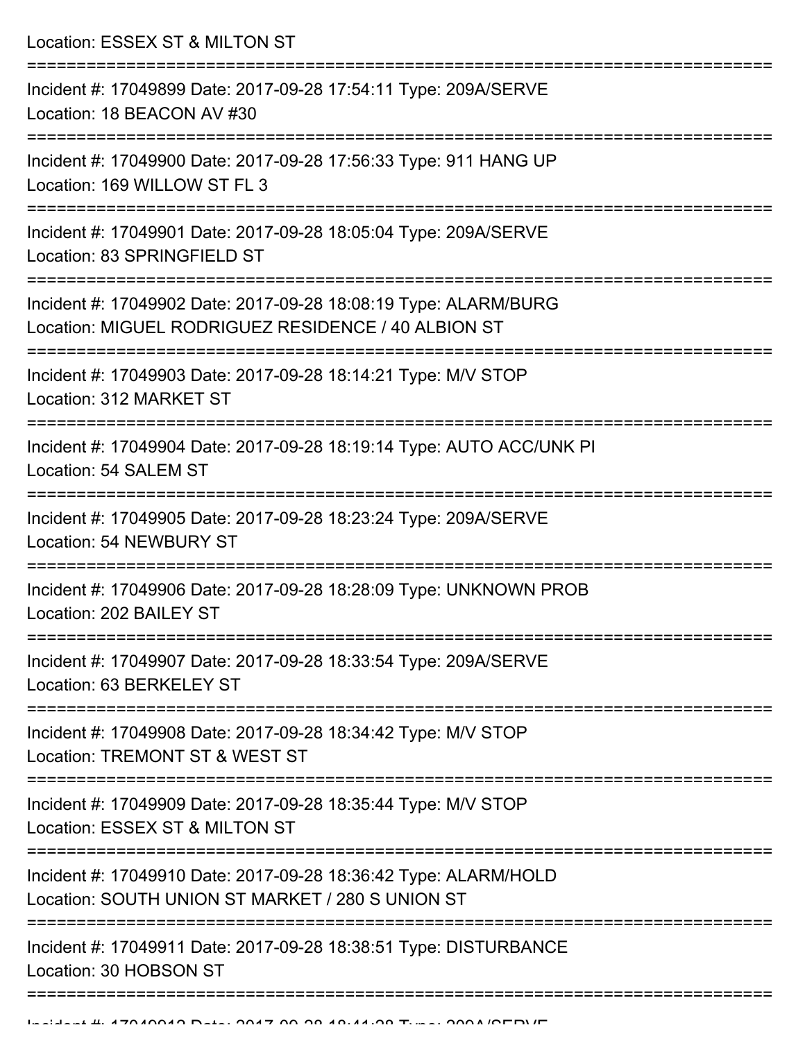Location: ESSEX ST & MILTON ST

===========================================================================

Incident #: 17049899 Date: 2017-09-28 17:54:11 Type: 209A/SERVE
Location: 18 BEACON AV #30

===========================================================================

Incident #: 17049900 Date: 2017-09-28 17:56:33 Type: 911 HANG UP
Location: 169 WILLOW ST FL 3

===========================================================================

Incident #: 17049901 Date: 2017-09-28 18:05:04 Type: 209A/SERVE
Location: 83 SPRINGFIELD ST

===========================================================================

Incident #: 17049902 Date: 2017-09-28 18:08:19 Type: ALARM/BURG
Location: MIGUEL RODRIGUEZ RESIDENCE / 40 ALBION ST

===========================================================================

Incident #: 17049903 Date: 2017-09-28 18:14:21 Type: M/V STOP
Location: 312 MARKET ST

===========================================================================

Incident #: 17049904 Date: 2017-09-28 18:19:14 Type: AUTO ACC/UNK PI
Location: 54 SALEM ST

===========================================================================

Incident #: 17049905 Date: 2017-09-28 18:23:24 Type: 209A/SERVE
Location: 54 NEWBURY ST

===========================================================================

Incident #: 17049906 Date: 2017-09-28 18:28:09 Type: UNKNOWN PROB
Location: 202 BAILEY ST

===========================================================================

Incident #: 17049907 Date: 2017-09-28 18:33:54 Type: 209A/SERVE
Location: 63 BERKELEY ST

===========================================================================

Incident #: 17049908 Date: 2017-09-28 18:34:42 Type: M/V STOP
Location: TREMONT ST & WEST ST

===========================================================================

Incident #: 17049909 Date: 2017-09-28 18:35:44 Type: M/V STOP
Location: ESSEX ST & MILTON ST

===========================================================================

Incident #: 17049910 Date: 2017-09-28 18:36:42 Type: ALARM/HOLD
Location: SOUTH UNION ST MARKET / 280 S UNION ST

===========================================================================

Incident #: 17049911 Date: 2017-09-28 18:38:51 Type: DISTURBANCE
Location: 30 HOBSON ST

===========================================================================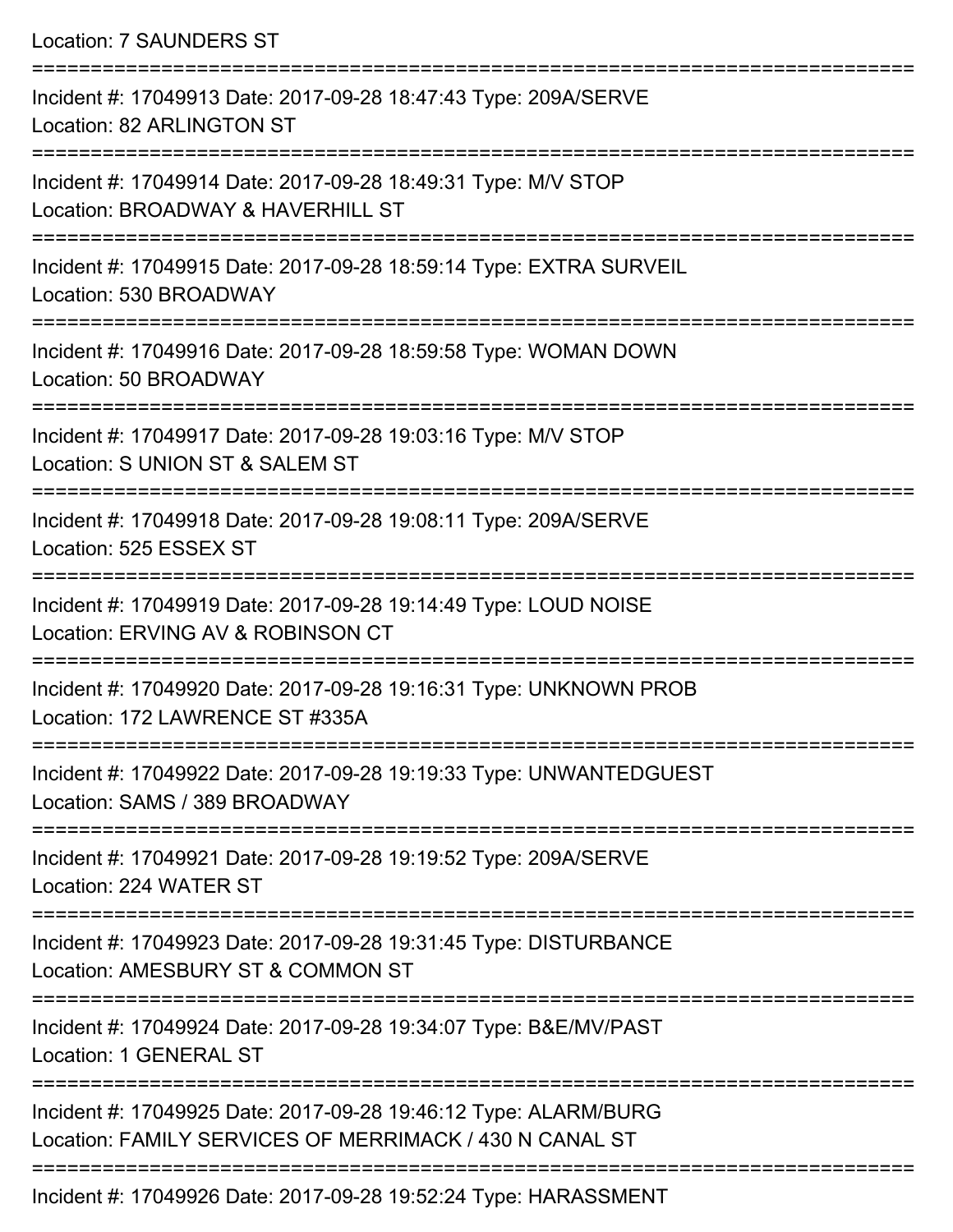Location: 7 SAUNDERS ST

===========================================================================

Incident #: 17049913 Date: 2017-09-28 18:47:43 Type: 209A/SERVE
Location: 82 ARLINGTON ST

===========================================================================

Incident #: 17049914 Date: 2017-09-28 18:49:31 Type: M/V STOP
Location: BROADWAY & HAVERHILL ST

===========================================================================

Incident #: 17049915 Date: 2017-09-28 18:59:14 Type: EXTRA SURVEIL
Location: 530 BROADWAY

===========================================================================

Incident #: 17049916 Date: 2017-09-28 18:59:58 Type: WOMAN DOWN
Location: 50 BROADWAY

===========================================================================

Incident #: 17049917 Date: 2017-09-28 19:03:16 Type: M/V STOP
Location: S UNION ST & SALEM ST

===========================================================================

Incident #: 17049918 Date: 2017-09-28 19:08:11 Type: 209A/SERVE
Location: 525 ESSEX ST

===========================================================================

Incident #: 17049919 Date: 2017-09-28 19:14:49 Type: LOUD NOISE
Location: ERVING AV & ROBINSON CT

===========================================================================

Incident #: 17049920 Date: 2017-09-28 19:16:31 Type: UNKNOWN PROB
Location: 172 LAWRENCE ST #335A

===========================================================================

Incident #: 17049922 Date: 2017-09-28 19:19:33 Type: UNWANTEDGUEST
Location: SAMS / 389 BROADWAY

===========================================================================

Incident #: 17049921 Date: 2017-09-28 19:19:52 Type: 209A/SERVE
Location: 224 WATER ST

===========================================================================

Incident #: 17049923 Date: 2017-09-28 19:31:45 Type: DISTURBANCE
Location: AMESBURY ST & COMMON ST

===========================================================================

Incident #: 17049924 Date: 2017-09-28 19:34:07 Type: B&E/MV/PAST
Location: 1 GENERAL ST

===========================================================================

Incident #: 17049925 Date: 2017-09-28 19:46:12 Type: ALARM/BURG
Location: FAMILY SERVICES OF MERRIMACK / 430 N CANAL ST

===========================================================================

Incident #: 17049926 Date: 2017-09-28 19:52:24 Type: HARASSMENT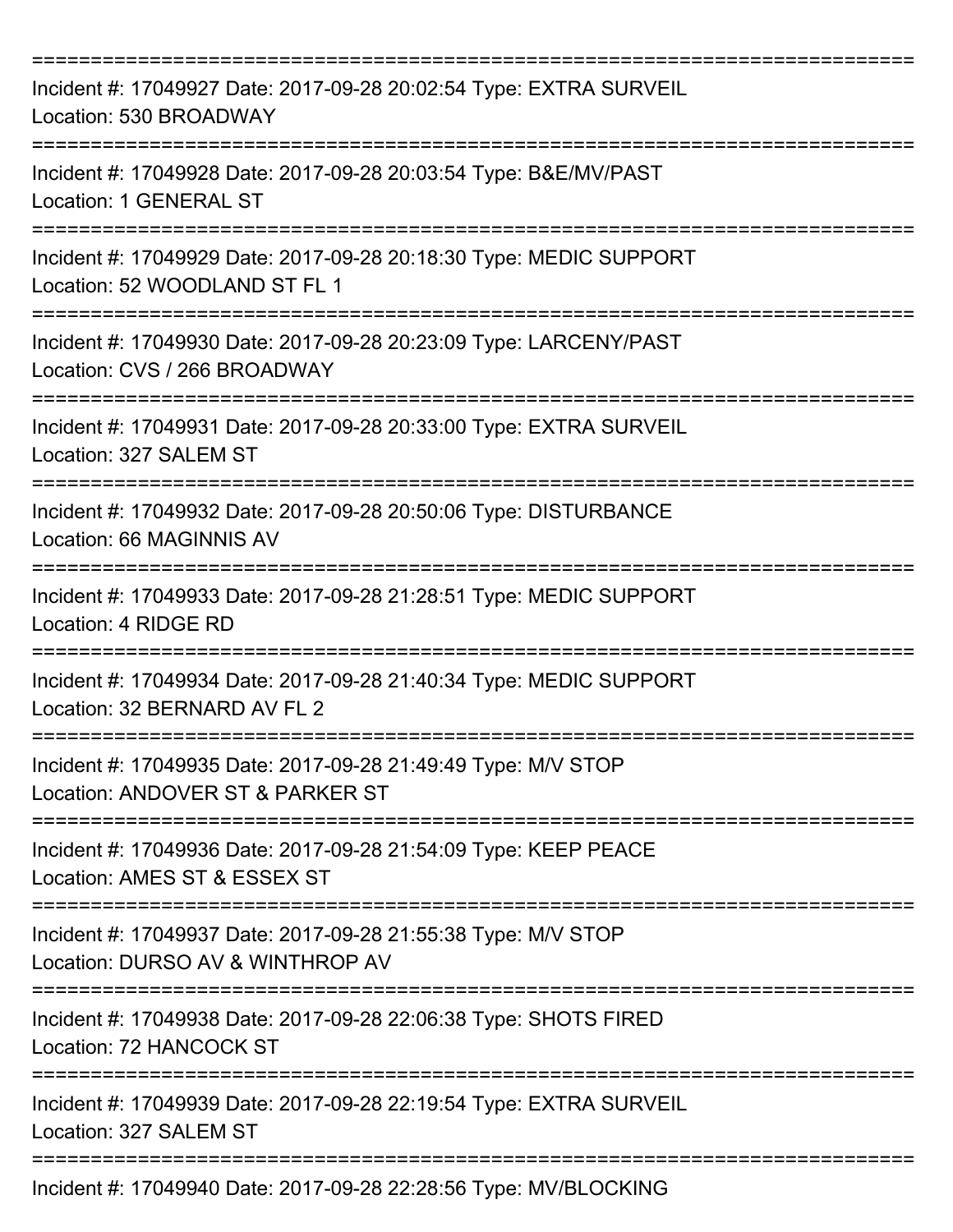===========================================================================
Incident #: 17049927 Date: 2017-09-28 20:02:54 Type: EXTRA SURVEIL
Location: 530 BROADWAY
===========================================================================
Incident #: 17049928 Date: 2017-09-28 20:03:54 Type: B&E/MV/PAST
Location: 1 GENERAL ST
===========================================================================
Incident #: 17049929 Date: 2017-09-28 20:18:30 Type: MEDIC SUPPORT
Location: 52 WOODLAND ST FL 1
===========================================================================
Incident #: 17049930 Date: 2017-09-28 20:23:09 Type: LARCENY/PAST
Location: CVS / 266 BROADWAY
===========================================================================
Incident #: 17049931 Date: 2017-09-28 20:33:00 Type: EXTRA SURVEIL
Location: 327 SALEM ST
===========================================================================
Incident #: 17049932 Date: 2017-09-28 20:50:06 Type: DISTURBANCE
Location: 66 MAGINNIS AV
===========================================================================
Incident #: 17049933 Date: 2017-09-28 21:28:51 Type: MEDIC SUPPORT
Location: 4 RIDGE RD
===========================================================================
Incident #: 17049934 Date: 2017-09-28 21:40:34 Type: MEDIC SUPPORT
Location: 32 BERNARD AV FL 2
===========================================================================
Incident #: 17049935 Date: 2017-09-28 21:49:49 Type: M/V STOP
Location: ANDOVER ST & PARKER ST
===========================================================================
Incident #: 17049936 Date: 2017-09-28 21:54:09 Type: KEEP PEACE
Location: AMES ST & ESSEX ST
===========================================================================
Incident #: 17049937 Date: 2017-09-28 21:55:38 Type: M/V STOP
Location: DURSO AV & WINTHROP AV
===========================================================================
Incident #: 17049938 Date: 2017-09-28 22:06:38 Type: SHOTS FIRED
Location: 72 HANCOCK ST
===========================================================================
Incident #: 17049939 Date: 2017-09-28 22:19:54 Type: EXTRA SURVEIL
Location: 327 SALEM ST
===========================================================================
Incident #: 17049940 Date: 2017-09-28 22:28:56 Type: MV/BLOCKING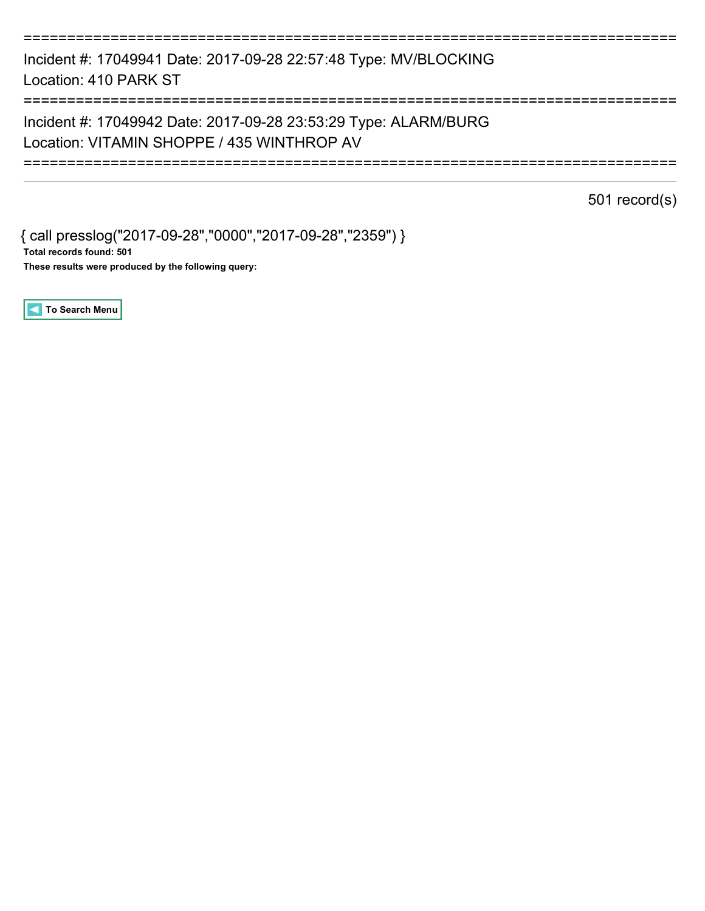===========================================================================

Incident #: 17049941 Date: 2017-09-28 22:57:48 Type: MV/BLOCKING
Location: 410 PARK ST

===========================================================================

Incident #: 17049942 Date: 2017-09-28 23:53:29 Type: ALARM/BURG
Location: VITAMIN SHOPPE / 435 WINTHROP AV

===========================================================================

501 record(s)

{ call presslog("2017-09-28","0000","2017-09-28","2359") }

**Total records found: 501**

**These results were produced by the following query:**

**To Search Menu**